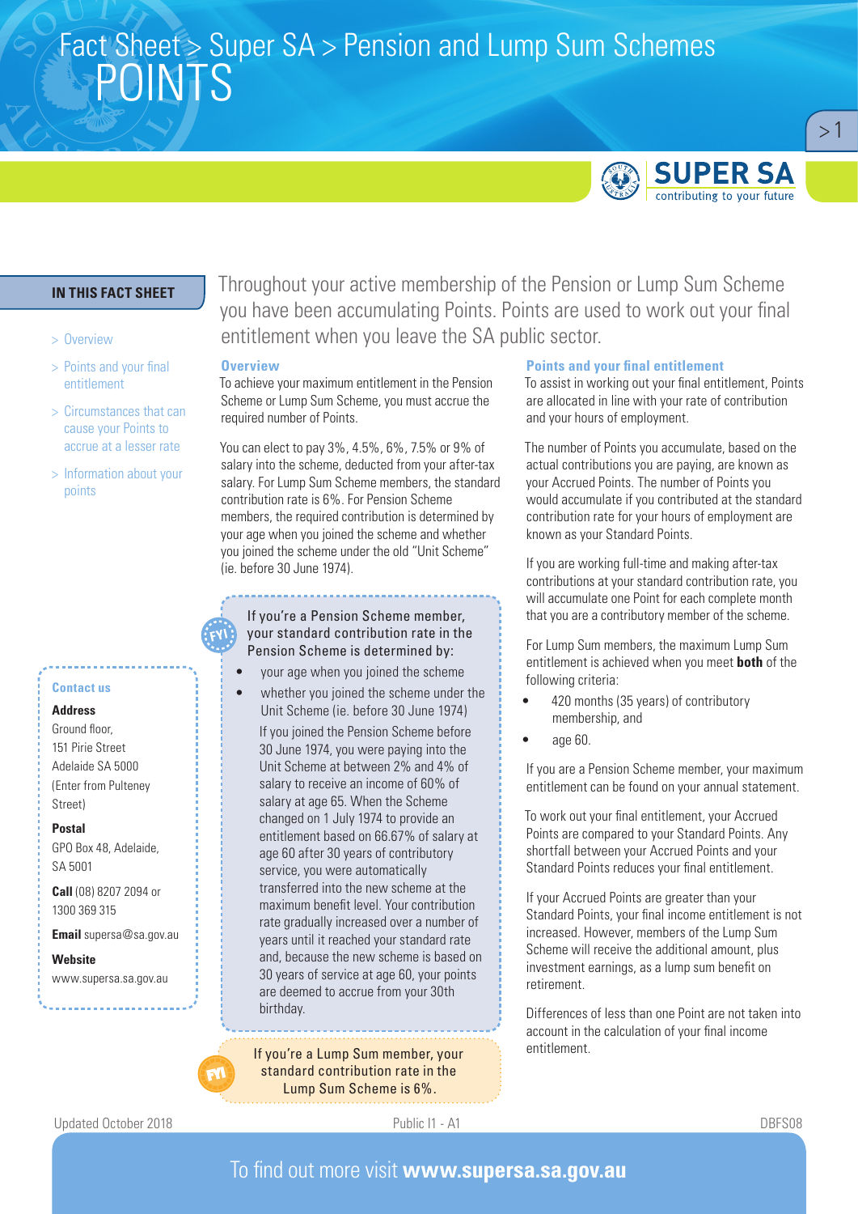# Fact Sheet > Super SA > Pension and Lump Sum Schemes

# POINTS

SUPER SA
contributing to your future

**IN THIS FACT SHEET**

- > Overview
- > Points and your final entitlement
- > Circumstances that can cause your Points to accrue at a lesser rate
- > Information about your points

Throughout your active membership of the Pension or Lump Sum Scheme you have been accumulating Points. Points are used to work out your final entitlement when you leave the SA public sector.

## Overview

To achieve your maximum entitlement in the Pension Scheme or Lump Sum Scheme, you must accrue the required number of Points.

You can elect to pay 3%, 4.5%, 6%, 7.5% or 9% of salary into the scheme, deducted from your after-tax salary. For Lump Sum Scheme members, the standard contribution rate is 6%. For Pension Scheme members, the required contribution is determined by your age when you joined the scheme and whether you joined the scheme under the old "Unit Scheme" (ie. before 30 June 1974).

> **FYI**
> If you're a Pension Scheme member, your standard contribution rate in the Pension Scheme is determined by:
> - your age when you joined the scheme
> - whether you joined the scheme under the Unit Scheme (ie. before 30 June 1974)
>
> If you joined the Pension Scheme before 30 June 1974, you were paying into the Unit Scheme at between 2% and 4% of salary to receive an income of 60% of salary at age 65. When the Scheme changed on 1 July 1974 to provide an entitlement based on 66.67% of salary at age 60 after 30 years of contributory service, you were automatically transferred into the new scheme at the maximum benefit level. Your contribution rate gradually increased over a number of years until it reached your standard rate and, because the new scheme is based on 30 years of service at age 60, your points are deemed to accrue from your 30th birthday.

> **FYI**
> If you're a Lump Sum member, your standard contribution rate in the Lump Sum Scheme is 6%.

## Points and your final entitlement

To assist in working out your final entitlement, Points are allocated in line with your rate of contribution and your hours of employment.

The number of Points you accumulate, based on the actual contributions you are paying, are known as your Accrued Points. The number of Points you would accumulate if you contributed at the standard contribution rate for your hours of employment are known as your Standard Points.

If you are working full-time and making after-tax contributions at your standard contribution rate, you will accumulate one Point for each complete month that you are a contributory member of the scheme.

For Lump Sum members, the maximum Lump Sum entitlement is achieved when you meet **both** of the following criteria:

- 420 months (35 years) of contributory membership, and
- age 60.

If you are a Pension Scheme member, your maximum entitlement can be found on your annual statement.

To work out your final entitlement, your Accrued Points are compared to your Standard Points. Any shortfall between your Accrued Points and your Standard Points reduces your final entitlement.

If your Accrued Points are greater than your Standard Points, your final income entitlement is not increased. However, members of the Lump Sum Scheme will receive the additional amount, plus investment earnings, as a lump sum benefit on retirement.

Differences of less than one Point are not taken into account in the calculation of your final income entitlement.

**Contact us**

**Address**
Ground floor,
151 Pirie Street
Adelaide SA 5000
(Enter from Pulteney Street)

**Postal**
GPO Box 48, Adelaide, SA 5001

**Call** (08) 8207 2094 or 1300 369 315

**Email** supersa@sa.gov.au

**Website**
www.supersa.sa.gov.au

Updated October 2018 | Public I1 - A1 | DBFS08

To find out more visit **www.supersa.sa.gov.au**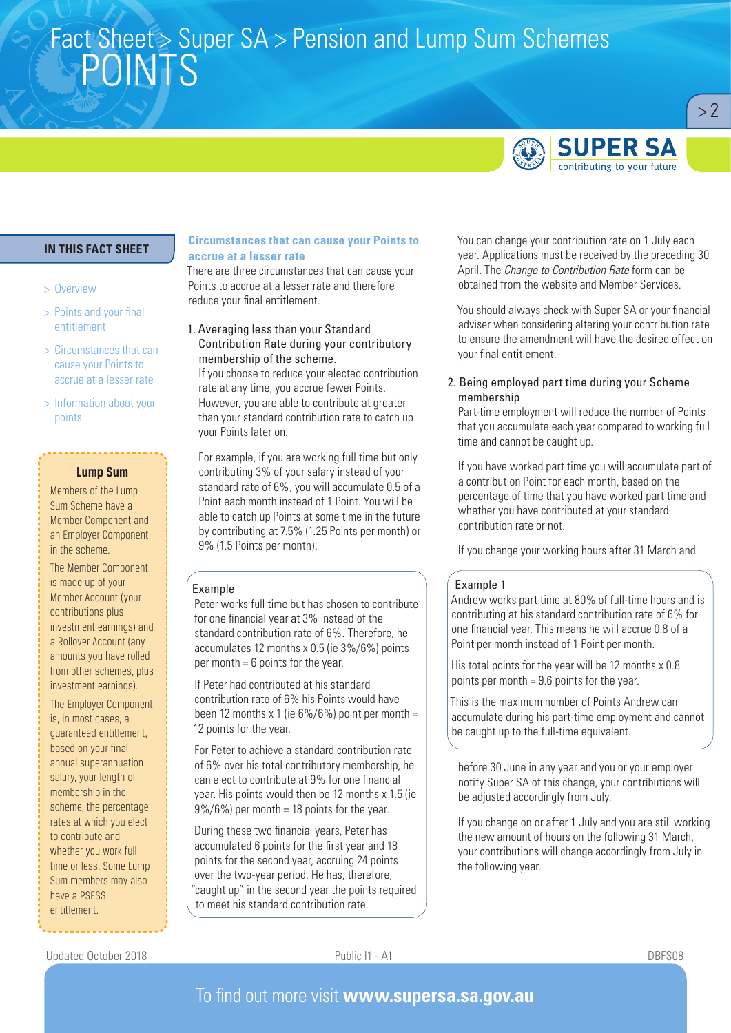## IN THIS FACT SHEET

- > Overview
- > Points and your final entitlement
- > Circumstances that can cause your Points to accrue at a lesser rate
- > Information about your points

**Lump Sum**

Members of the Lump Sum Scheme have a Member Component and an Employer Component in the scheme.

The Member Component is made up of your Member Account (your contributions plus investment earnings) and a Rollover Account (any amounts you have rolled from other schemes, plus investment earnings).

The Employer Component is, in most cases, a guaranteed entitlement, based on your final annual superannuation salary, your length of membership in the scheme, the percentage rates at which you elect to contribute and whether you work full time or less. Some Lump Sum members may also have a PSESS entitlement.

## Circumstances that can cause your Points to accrue at a lesser rate

There are three circumstances that can cause your Points to accrue at a lesser rate and therefore reduce your final entitlement.

1. Averaging less than your Standard Contribution Rate during your contributory membership of the scheme.

   If you choose to reduce your elected contribution rate at any time, you accrue fewer Points. However, you are able to contribute at greater than your standard contribution rate to catch up your Points later on.

   For example, if you are working full time but only contributing 3% of your salary instead of your standard rate of 6%, you will accumulate 0.5 of a Point each month instead of 1 Point. You will be able to catch up Points at some time in the future by contributing at 7.5% (1.25 Points per month) or 9% (1.5 Points per month).

> **Example**
>
> Peter works full time but has chosen to contribute for one financial year at 3% instead of the standard contribution rate of 6%. Therefore, he accumulates 12 months x 0.5 (ie 3%/6%) points per month = 6 points for the year.
>
> If Peter had contributed at his standard contribution rate of 6% his Points would have been 12 months x 1 (ie 6%/6%) point per month = 12 points for the year.
>
> For Peter to achieve a standard contribution rate of 6% over his total contributory membership, he can elect to contribute at 9% for one financial year. His points would then be 12 months x 1.5 (ie 9%/6%) per month = 18 points for the year.
>
> During these two financial years, Peter has accumulated 6 points for the first year and 18 points for the second year, accruing 24 points over the two-year period. He has, therefore, "caught up" in the second year the points required to meet his standard contribution rate.

You can change your contribution rate on 1 July each year. Applications must be received by the preceding 30 April. The *Change to Contribution Rate* form can be obtained from the website and Member Services.

You should always check with Super SA or your financial adviser when considering altering your contribution rate to ensure the amendment will have the desired effect on your final entitlement.

2. Being employed part time during your Scheme membership

   Part-time employment will reduce the number of Points that you accumulate each year compared to working full time and cannot be caught up.

   If you have worked part time you will accumulate part of a contribution Point for each month, based on the percentage of time that you have worked part time and whether you have contributed at your standard contribution rate or not.

   If you change your working hours after 31 March and before 30 June in any year and you or your employer notify Super SA of this change, your contributions will be adjusted accordingly from July.

   If you change on or after 1 July and you are still working the new amount of hours on the following 31 March, your contributions will change accordingly from July in the following year.

> **Example 1**
>
> Andrew works part time at 80% of full-time hours and is contributing at his standard contribution rate of 6% for one financial year. This means he will accrue 0.8 of a Point per month instead of 1 Point per month.
>
> His total points for the year will be 12 months x 0.8 points per month = 9.6 points for the year.
>
> This is the maximum number of Points Andrew can accumulate during his part-time employment and cannot be caught up to the full-time equivalent.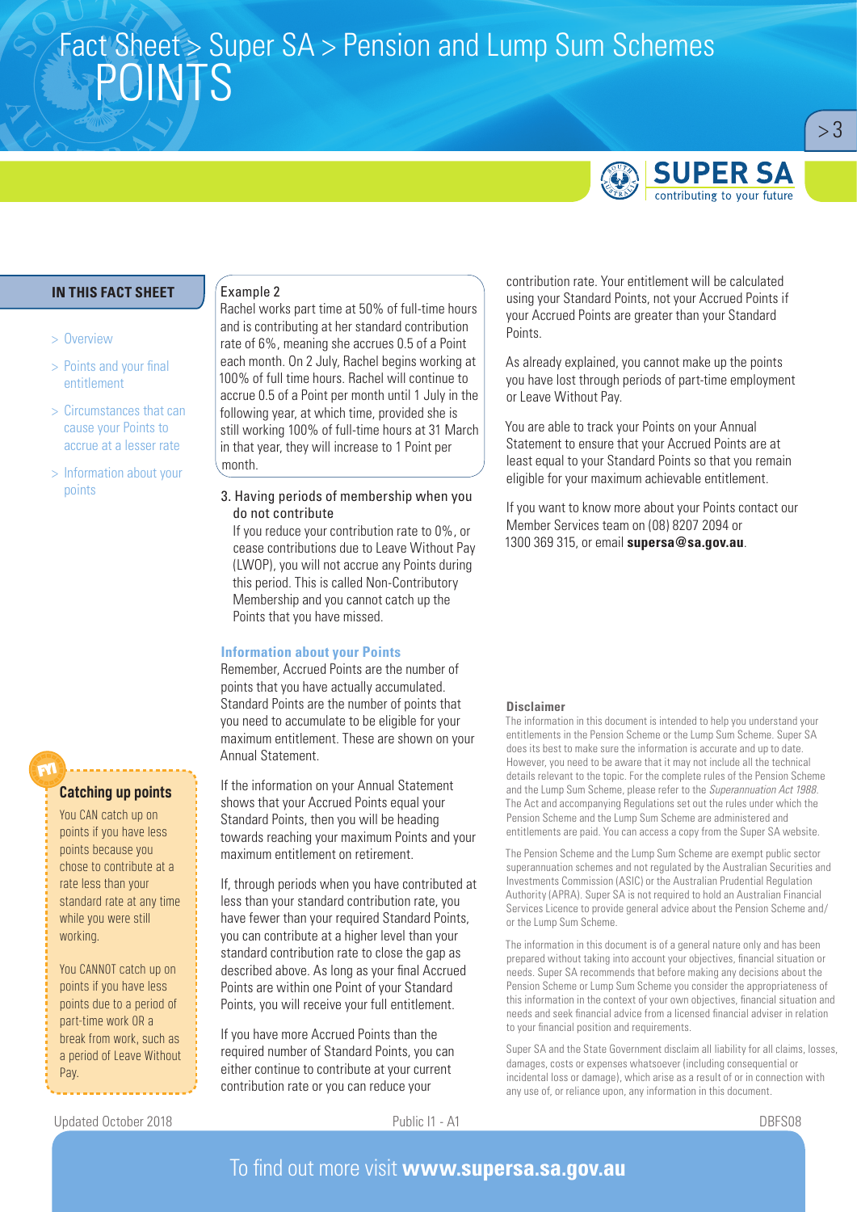# Fact Sheet > Super SA > Pension and Lump Sum Schemes POINTS

**IN THIS FACT SHEET**

- > Overview
- > Points and your final entitlement
- > Circumstances that can cause your Points to accrue at a lesser rate
- > Information about your points

**Catching up points**

You CAN catch up on points if you have less points because you chose to contribute at a rate less than your standard rate at any time while you were still working.

You CANNOT catch up on points if you have less points due to a period of part-time work OR a break from work, such as a period of Leave Without Pay.

Example 2

Rachel works part time at 50% of full-time hours and is contributing at her standard contribution rate of 6%, meaning she accrues 0.5 of a Point each month. On 2 July, Rachel begins working at 100% of full time hours. Rachel will continue to accrue 0.5 of a Point per month until 1 July in the following year, at which time, provided she is still working 100% of full-time hours at 31 March in that year, they will increase to 1 Point per month.

3. Having periods of membership when you do not contribute

   If you reduce your contribution rate to 0%, or cease contributions due to Leave Without Pay (LWOP), you will not accrue any Points during this period. This is called Non-Contributory Membership and you cannot catch up the Points that you have missed.

## Information about your Points

Remember, Accrued Points are the number of points that you have actually accumulated. Standard Points are the number of points that you need to accumulate to be eligible for your maximum entitlement. These are shown on your Annual Statement.

If the information on your Annual Statement shows that your Accrued Points equal your Standard Points, then you will be heading towards reaching your maximum Points and your maximum entitlement on retirement.

If, through periods when you have contributed at less than your standard contribution rate, you have fewer than your required Standard Points, you can contribute at a higher level than your standard contribution rate to close the gap as described above. As long as your final Accrued Points are within one Point of your Standard Points, you will receive your full entitlement.

If you have more Accrued Points than the required number of Standard Points, you can either continue to contribute at your current contribution rate or you can reduce your contribution rate. Your entitlement will be calculated using your Standard Points, not your Accrued Points if your Accrued Points are greater than your Standard Points.

As already explained, you cannot make up the points you have lost through periods of part-time employment or Leave Without Pay.

You are able to track your Points on your Annual Statement to ensure that your Accrued Points are at least equal to your Standard Points so that you remain eligible for your maximum achievable entitlement.

If you want to know more about your Points contact our Member Services team on (08) 8207 2094 or 1300 369 315, or email **supersa@sa.gov.au**.

**Disclaimer**

The information in this document is intended to help you understand your entitlements in the Pension Scheme or the Lump Sum Scheme. Super SA does its best to make sure the information is accurate and up to date. However, you need to be aware that it may not include all the technical details relevant to the topic. For the complete rules of the Pension Scheme and the Lump Sum Scheme, please refer to the *Superannuation Act 1988*. The Act and accompanying Regulations set out the rules under which the Pension Scheme and the Lump Sum Scheme are administered and entitlements are paid. You can access a copy from the Super SA website.

The Pension Scheme and the Lump Sum Scheme are exempt public sector superannuation schemes and not regulated by the Australian Securities and Investments Commission (ASIC) or the Australian Prudential Regulation Authority (APRA). Super SA is not required to hold an Australian Financial Services Licence to provide general advice about the Pension Scheme and/or the Lump Sum Scheme.

The information in this document is of a general nature only and has been prepared without taking into account your objectives, financial situation or needs. Super SA recommends that before making any decisions about the Pension Scheme or Lump Sum Scheme you consider the appropriateness of this information in the context of your own objectives, financial situation and needs and seek financial advice from a licensed financial adviser in relation to your financial position and requirements.

Super SA and the State Government disclaim all liability for all claims, losses, damages, costs or expenses whatsoever (including consequential or incidental loss or damage), which arise as a result of or in connection with any use of, or reliance upon, any information in this document.

Updated October 2018 | Public I1 - A1 | DBFS08

To find out more visit **www.supersa.sa.gov.au**